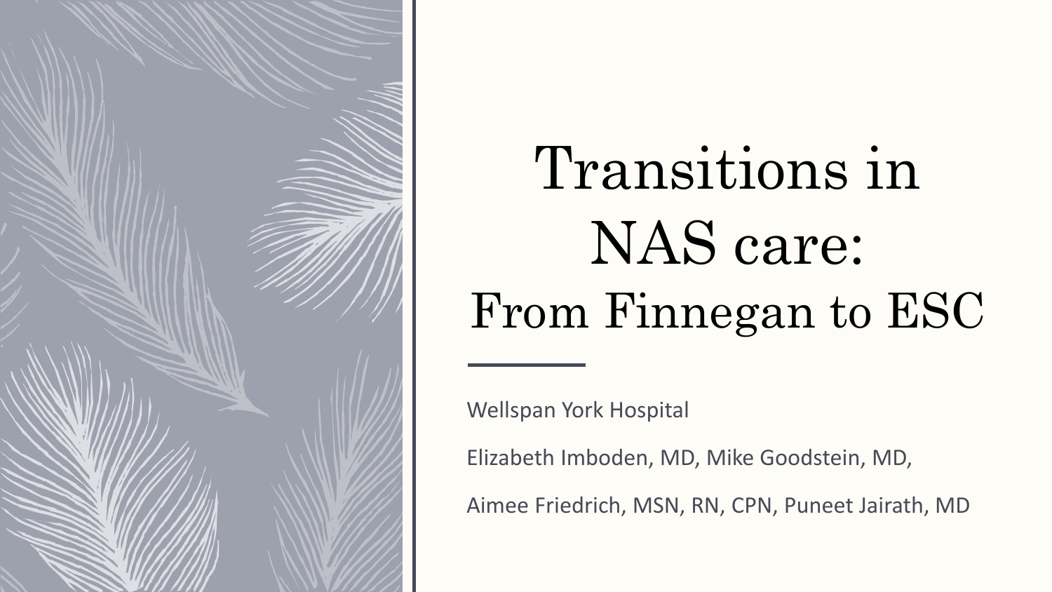# Transitions in NAS care: From Finnegan to ESC

Wellspan York Hospital

Elizabeth Imboden, MD, Mike Goodstein, MD,

Aimee Friedrich, MSN, RN, CPN, Puneet Jairath, MD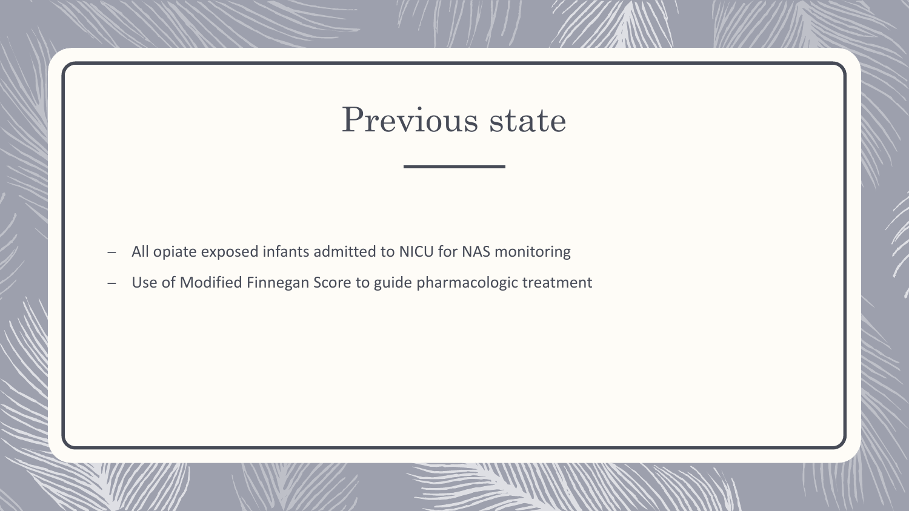# Previous state

- All opiate exposed infants admitted to NICU for NAS monitoring
- Use of Modified Finnegan Score to guide pharmacologic treatment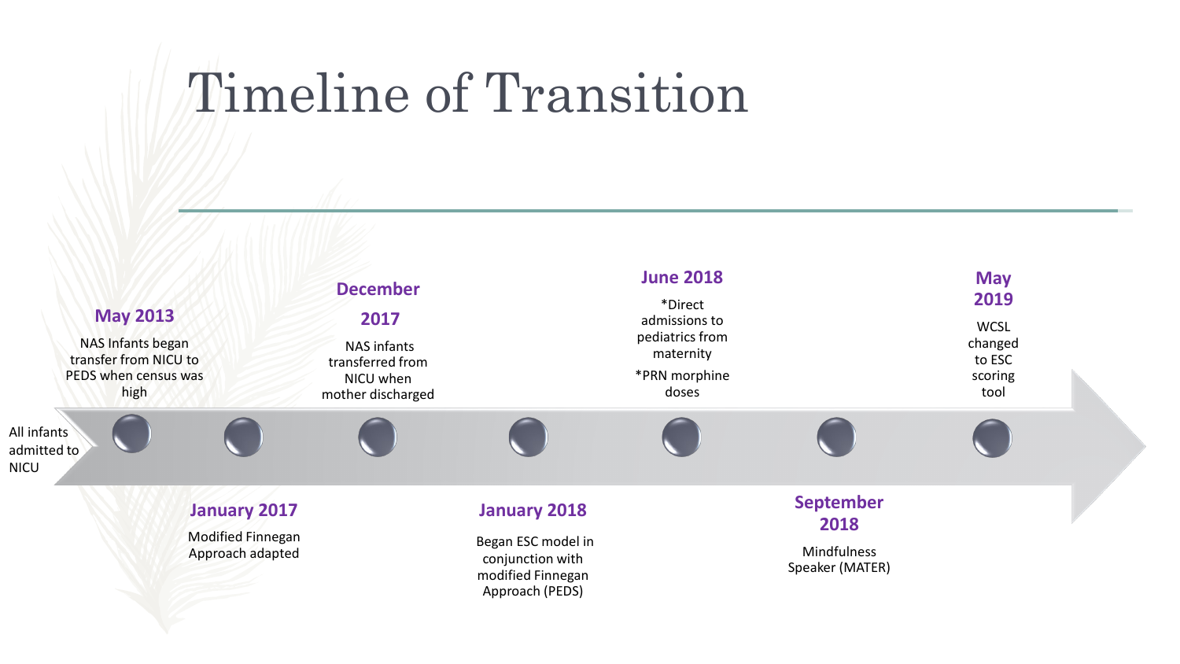# Timeline of Transition

All infants admitted to NICU

**May 2013**

NAS Infants began transfer from NICU to PEDS when census was high

**January 2017**

Modified Finnegan Approach adapted

**December 2017**

NAS infants transferred from NICU when mother discharged

**January 2018**

Began ESC model in conjunction with modified Finnegan Approach (PEDS)

**June 2018**

*Direct admissions to pediatrics from maternity

*PRN morphine doses

**September 2018**

Mindfulness Speaker (MATER)

**May 2019**

WCSL changed to ESC scoring tool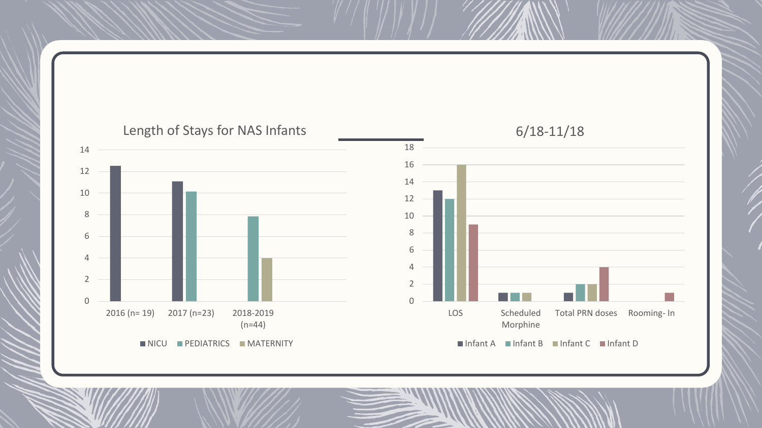## Length of Stays for NAS Infants

| | NICU | PEDIATRICS | MATERNITY |
|---|---|---|---|
| 2016 (n= 19) | 12.5 | | |
| 2017 (n=23) | 11 | 10.1 | |
| 2018-2019 (n=44) | | 7.8 | 4 |

## 6/18-11/18

| | Infant A | Infant B | Infant C | Infant D |
|---|---|---|---|---|
| LOS | 13 | 12 | 16 | 9 |
| Scheduled Morphine | 1 | 1 | 1 | |
| Total PRN doses | 1 | 2 | 2 | 4 |
| Rooming- In | | | | 1 |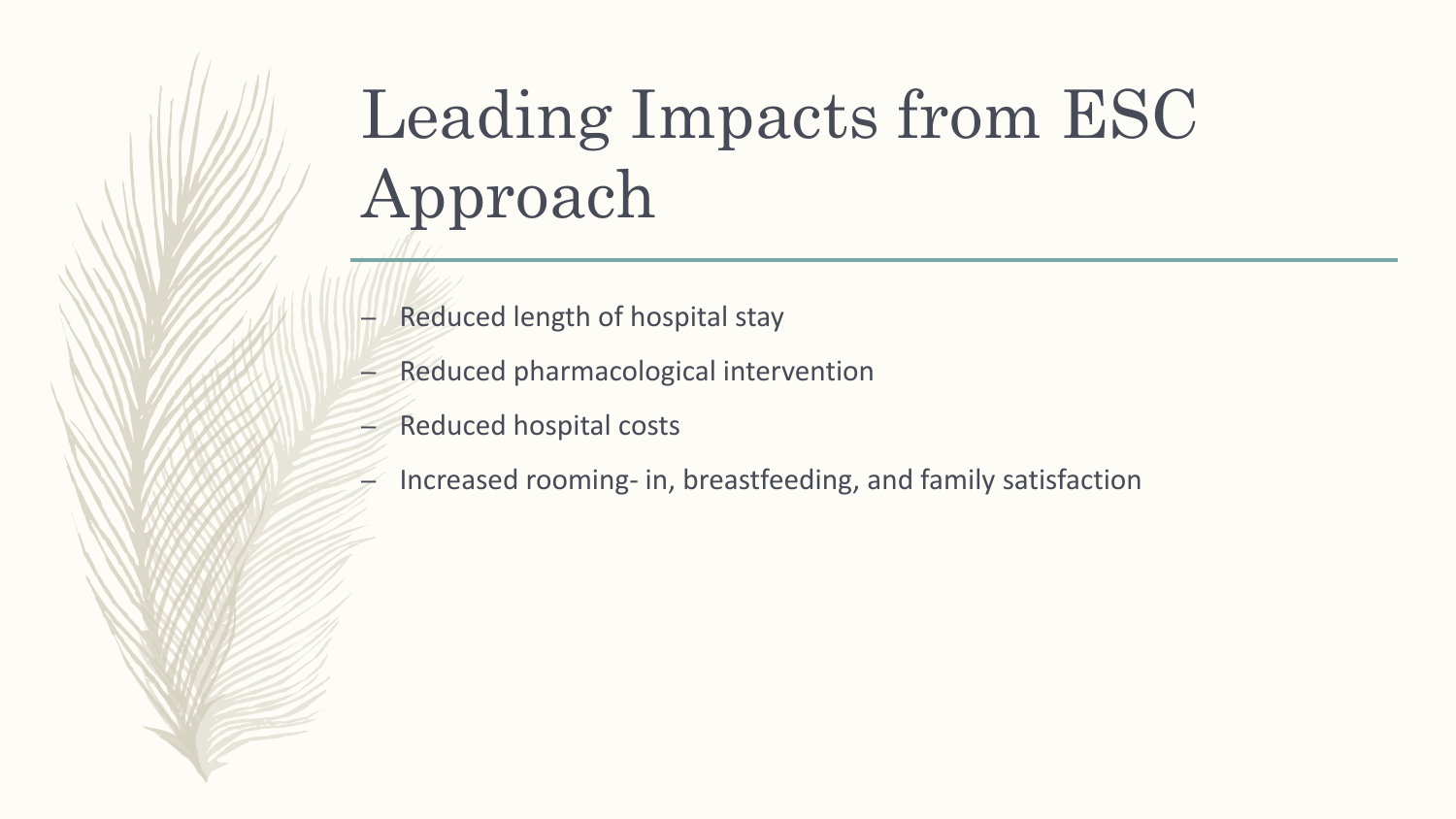# Leading Impacts from ESC Approach

- Reduced length of hospital stay
- Reduced pharmacological intervention
- Reduced hospital costs
- Increased rooming- in, breastfeeding, and family satisfaction